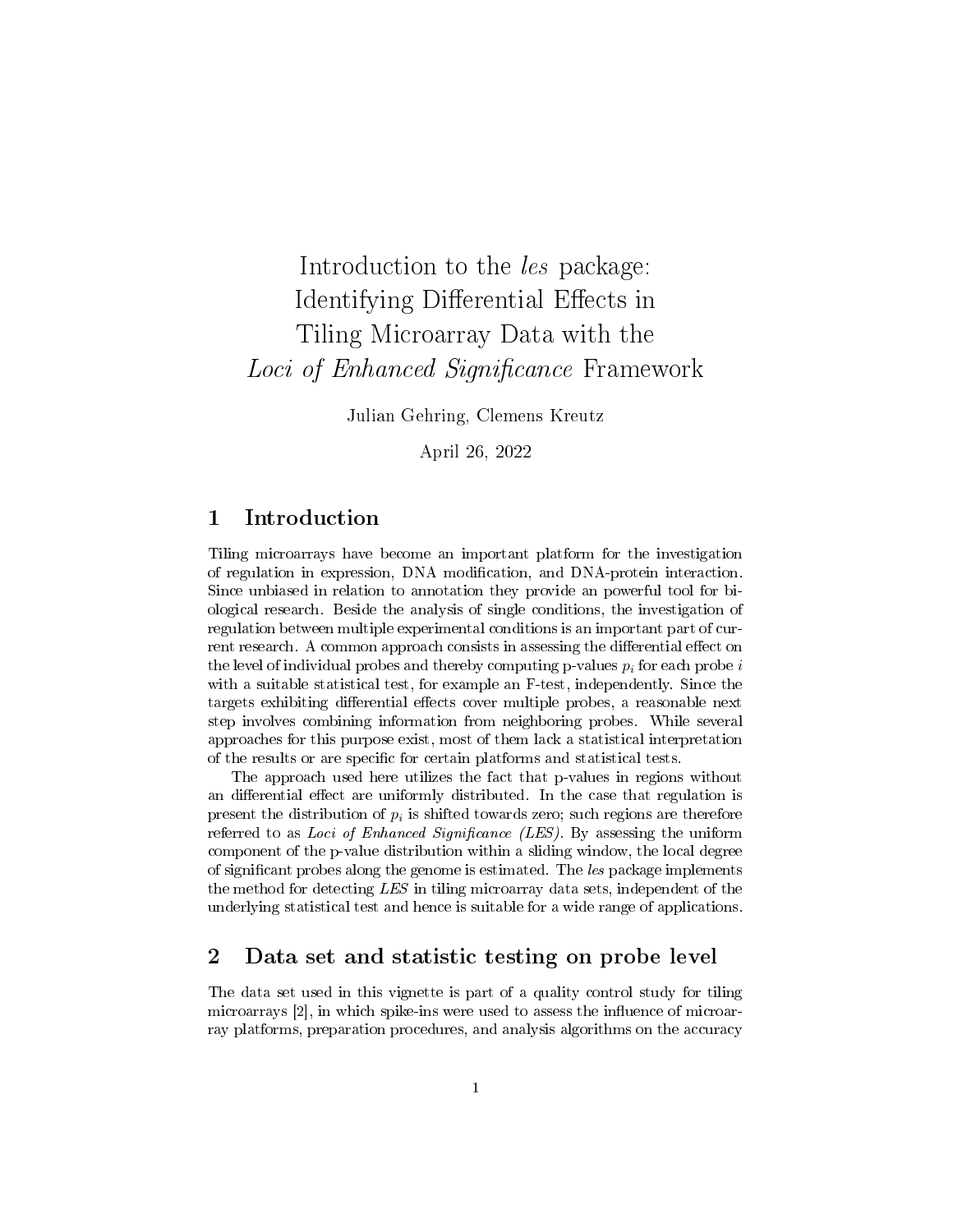# Introduction to the *les* package: Identifying Differential Effects in Tiling Microarray Data with the *Loci of Enhanced Significance* Framework

Julian Gehring, Clemens Kreutz

April 26, 2022

## 1 Introduction

Tiling microarrays have become an important platform for the investigation of regulation in expression, DNA modification, and DNA-protein interaction. Since unbiased in relation to annotation they provide an powerful tool for biological research. Beside the analysis of single conditions, the investigation of regulation between multiple experimental conditions is an important part of current research. A common approach consists in assessing the differential effect on the level of individual probes and thereby computing p-values $p_i$ for each probe $i$ with a suitable statistical test, for example an F-test, independently. Since the targets exhibiting differential effects cover multiple probes, a reasonable next step involves combining information from neighboring probes. While several approaches for this purpose exist, most of them lack a statistical interpretation of the results or are specific for certain platforms and statistical tests.

The approach used here utilizes the fact that p-values in regions without an differential effect are uniformly distributed. In the case that regulation is present the distribution of $p_i$ is shifted towards zero; such regions are therefore referred to as *Loci of Enhanced Significance (LES)*. By assessing the uniform component of the p-value distribution within a sliding window, the local degree of significant probes along the genome is estimated. The *les* package implements the method for detecting *LES* in tiling microarray data sets, independent of the underlying statistical test and hence is suitable for a wide range of applications.

## 2 Data set and statistic testing on probe level

The data set used in this vignette is part of a quality control study for tiling microarrays [2], in which spike-ins were used to assess the influence of microarray platforms, preparation procedures, and analysis algorithms on the accuracy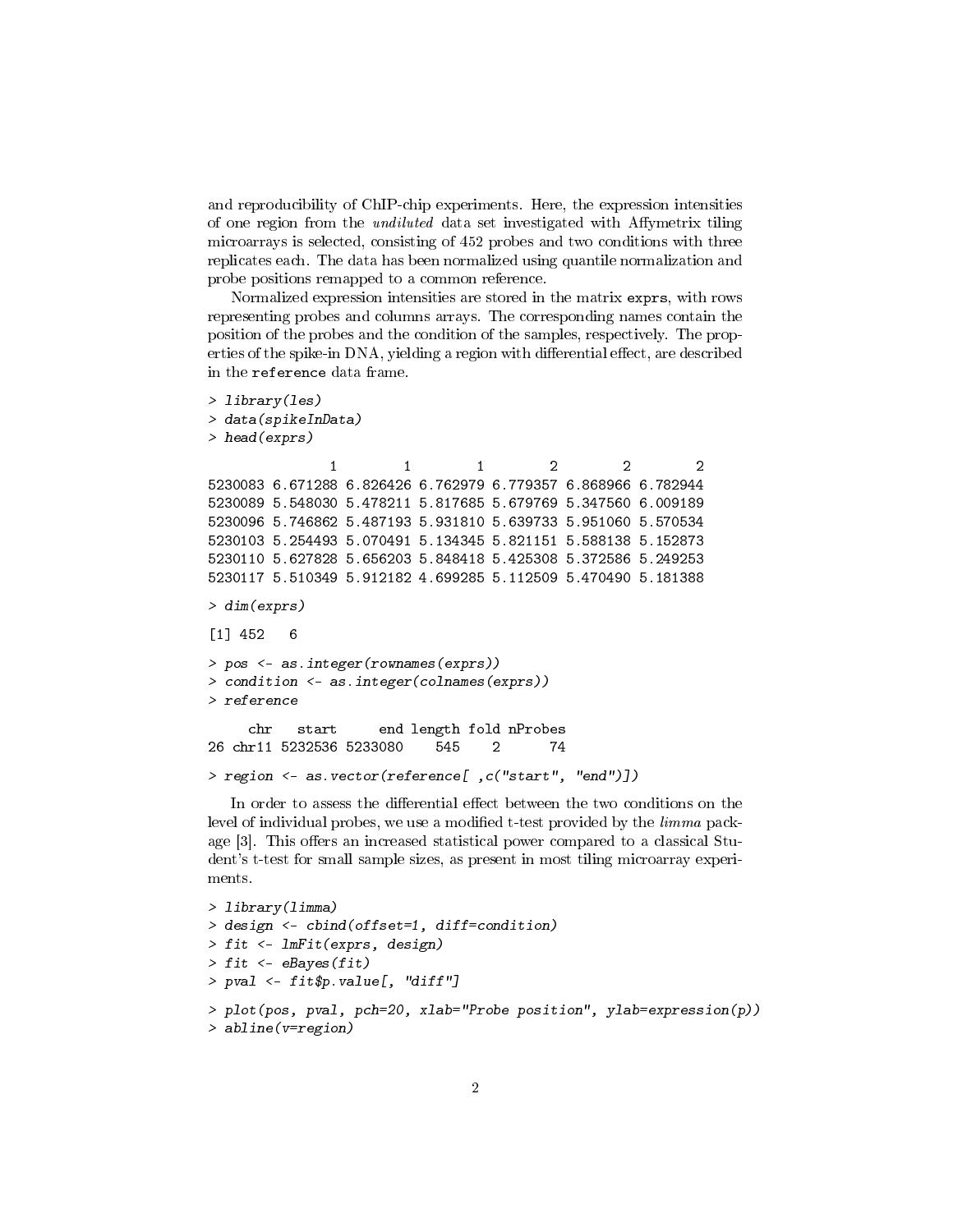and reproducibility of ChIP-chip experiments. Here, the expression intensities of one region from the *undiluted* data set investigated with Affymetrix tiling microarrays is selected, consisting of 452 probes and two conditions with three replicates each. The data has been normalized using quantile normalization and probe positions remapped to a common reference.

Normalized expression intensities are stored in the matrix `exprs`, with rows representing probes and columns arrays. The corresponding names contain the position of the probes and the condition of the samples, respectively. The properties of the spike-in DNA, yielding a region with differential effect, are described in the `reference` data frame.

```
> library(les)
> data(spikeInData)
> head(exprs)
```

```
               1        1        1        2        2        2
5230083 6.671288 6.826426 6.762979 6.779357 6.868966 6.782944
5230089 5.548030 5.478211 5.817685 5.679769 5.347560 6.009189
5230096 5.746862 5.487193 5.931810 5.639733 5.951060 5.570534
5230103 5.254493 5.070491 5.134345 5.821151 5.588138 5.152873
5230110 5.627828 5.656203 5.848418 5.425308 5.372586 5.249253
5230117 5.510349 5.912182 4.699285 5.112509 5.470490 5.181388
```

```
> dim(exprs)
```

```
[1] 452   6
```

```
> pos <- as.integer(rownames(exprs))
> condition <- as.integer(colnames(exprs))
> reference
```

```
     chr   start     end length fold nProbes
26 chr11 5232536 5233080    545    2      74
```

```
> region <- as.vector(reference[ ,c("start", "end")])
```

In order to assess the differential effect between the two conditions on the level of individual probes, we use a modified t-test provided by the *limma* package [3]. This offers an increased statistical power compared to a classical Student's t-test for small sample sizes, as present in most tiling microarray experiments.

```
> library(limma)
> design <- cbind(offset=1, diff=condition)
> fit <- lmFit(exprs, design)
> fit <- eBayes(fit)
> pval <- fit$p.value[, "diff"]
```

```
> plot(pos, pval, pch=20, xlab="Probe position", ylab=expression(p))
> abline(v=region)
```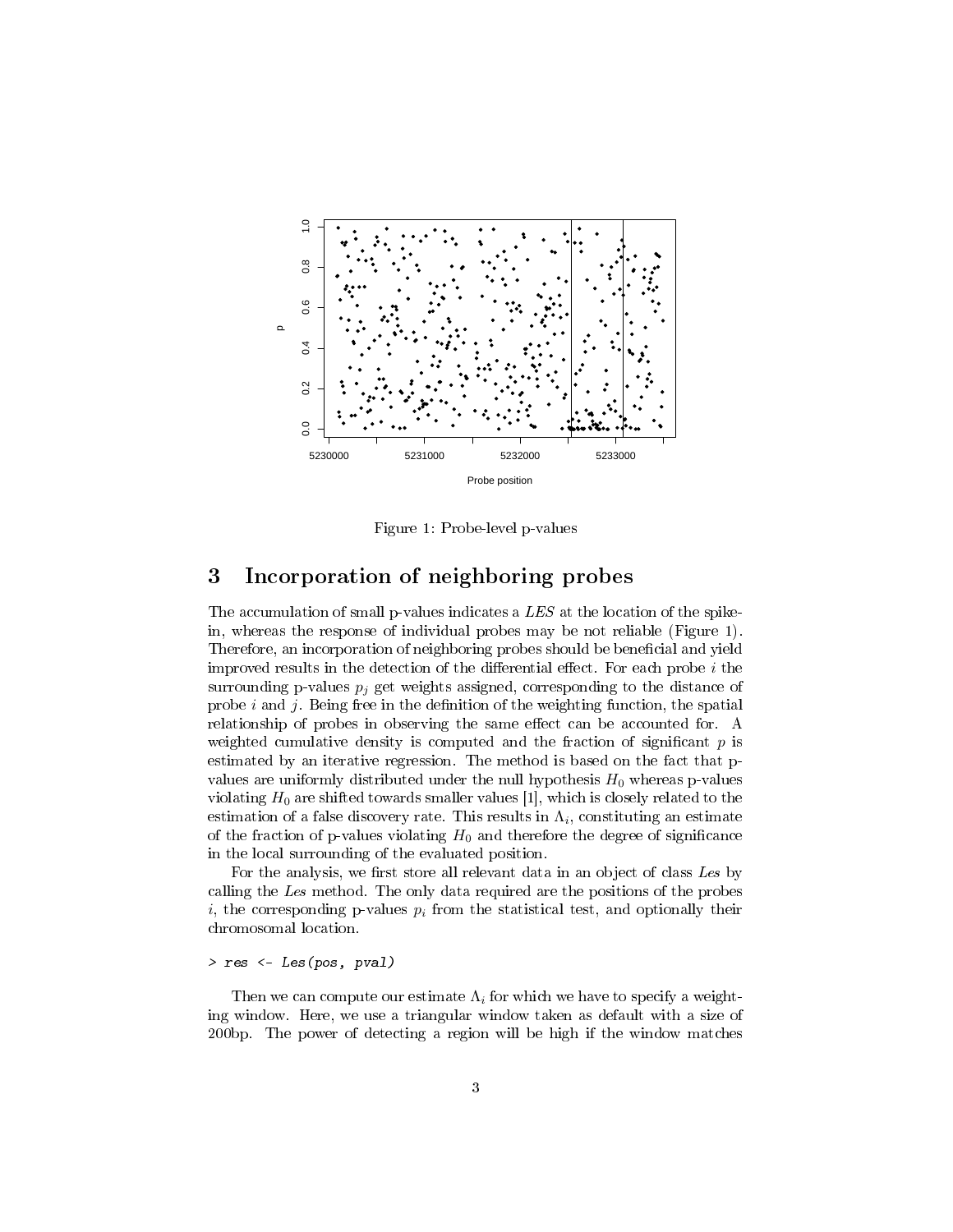Figure 1: Probe-level p-values

## 3 Incorporation of neighboring probes

The accumulation of small p-values indicates a *LES* at the location of the spike-in, whereas the response of individual probes may be not reliable (Figure 1). Therefore, an incorporation of neighboring probes should be beneficial and yield improved results in the detection of the differential effect. For each probe $i$ the surrounding p-values $p_j$ get weights assigned, corresponding to the distance of probe $i$ and $j$. Being free in the definition of the weighting function, the spatial relationship of probes in observing the same effect can be accounted for. A weighted cumulative density is computed and the fraction of significant $p$ is estimated by an iterative regression. The method is based on the fact that p-values are uniformly distributed under the null hypothesis $H_0$ whereas p-values violating $H_0$ are shifted towards smaller values [1], which is closely related to the estimation of a false discovery rate. This results in $\Lambda_i$, constituting an estimate of the fraction of p-values violating $H_0$ and therefore the degree of significance in the local surrounding of the evaluated position.

For the analysis, we first store all relevant data in an object of class *Les* by calling the *Les* method. The only data required are the positions of the probes $i$, the corresponding p-values $p_i$ from the statistical test, and optionally their chromosomal location.

```
> res <- Les(pos, pval)
```

Then we can compute our estimate $\Lambda_i$ for which we have to specify a weighting window. Here, we use a triangular window taken as default with a size of 200bp. The power of detecting a region will be high if the window matches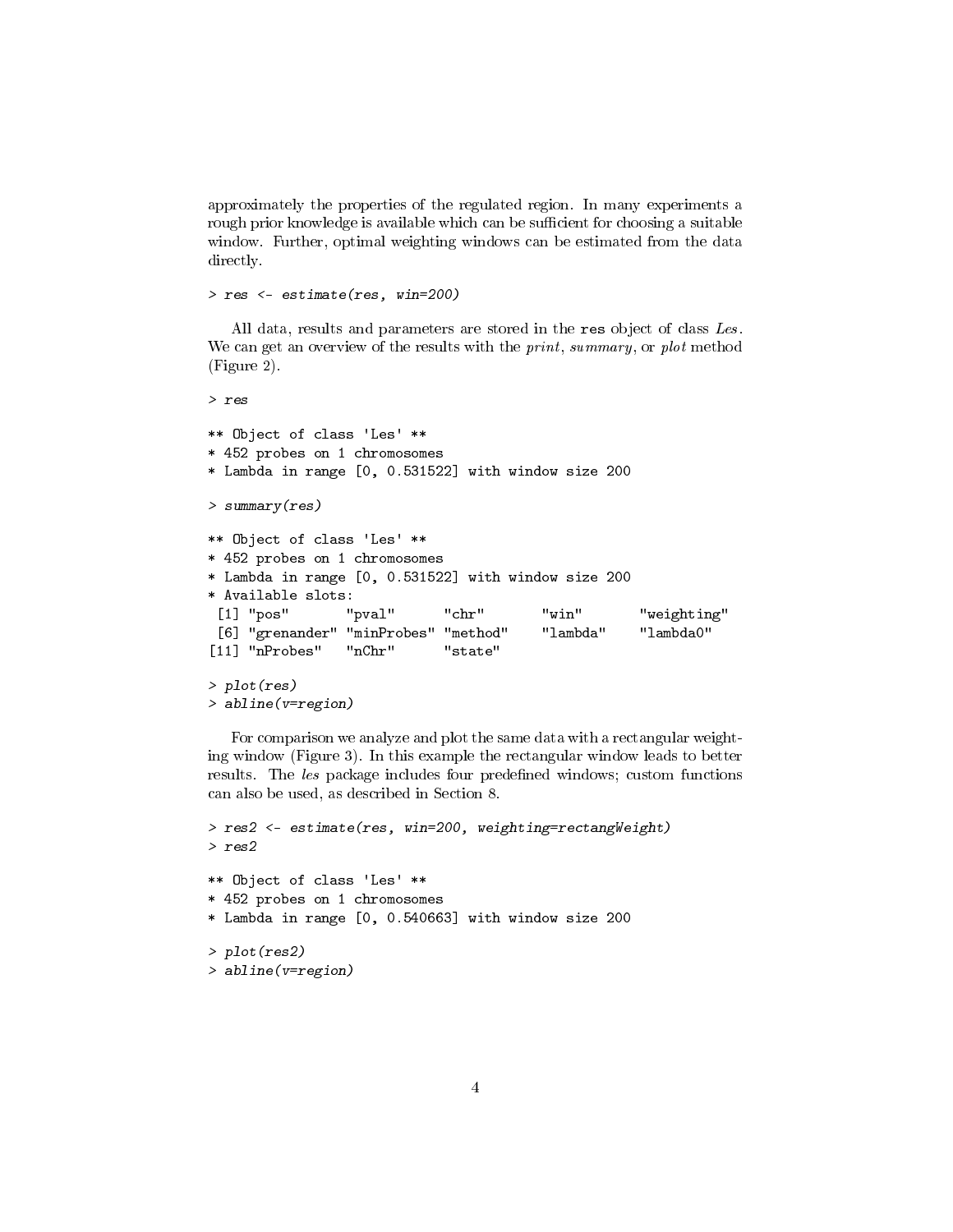approximately the properties of the regulated region. In many experiments a rough prior knowledge is available which can be sufficient for choosing a suitable window. Further, optimal weighting windows can be estimated from the data directly.

```
> res <- estimate(res, win=200)
```

All data, results and parameters are stored in the `res` object of class *Les*. We can get an overview of the results with the *print*, *summary*, or *plot* method (Figure 2).

```
> res

** Object of class 'Les' **
* 452 probes on 1 chromosomes
* Lambda in range [0, 0.531522] with window size 200

> summary(res)

** Object of class 'Les' **
* 452 probes on 1 chromosomes
* Lambda in range [0, 0.531522] with window size 200
* Available slots:
 [1] "pos"       "pval"      "chr"       "win"       "weighting"
 [6] "grenander" "minProbes" "method"    "lambda"    "lambda0"
[11] "nProbes"   "nChr"      "state"

> plot(res)
> abline(v=region)
```

For comparison we analyze and plot the same data with a rectangular weighting window (Figure 3). In this example the rectangular window leads to better results. The *les* package includes four predefined windows; custom functions can also be used, as described in Section 8.

```
> res2 <- estimate(res, win=200, weighting=rectangWeight)
> res2

** Object of class 'Les' **
* 452 probes on 1 chromosomes
* Lambda in range [0, 0.540663] with window size 200

> plot(res2)
> abline(v=region)
```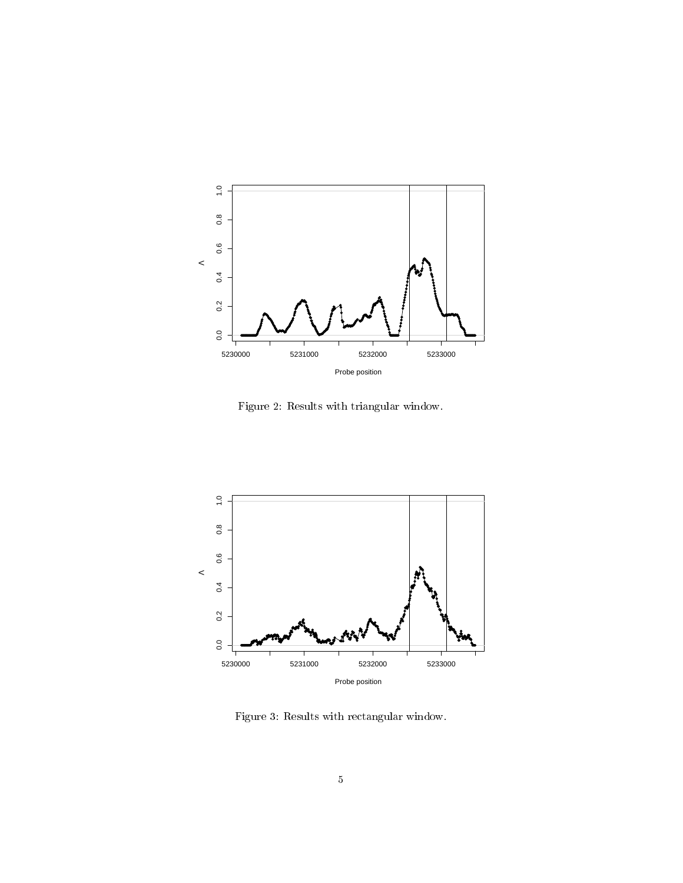Figure 2: Results with triangular window.

Figure 3: Results with rectangular window.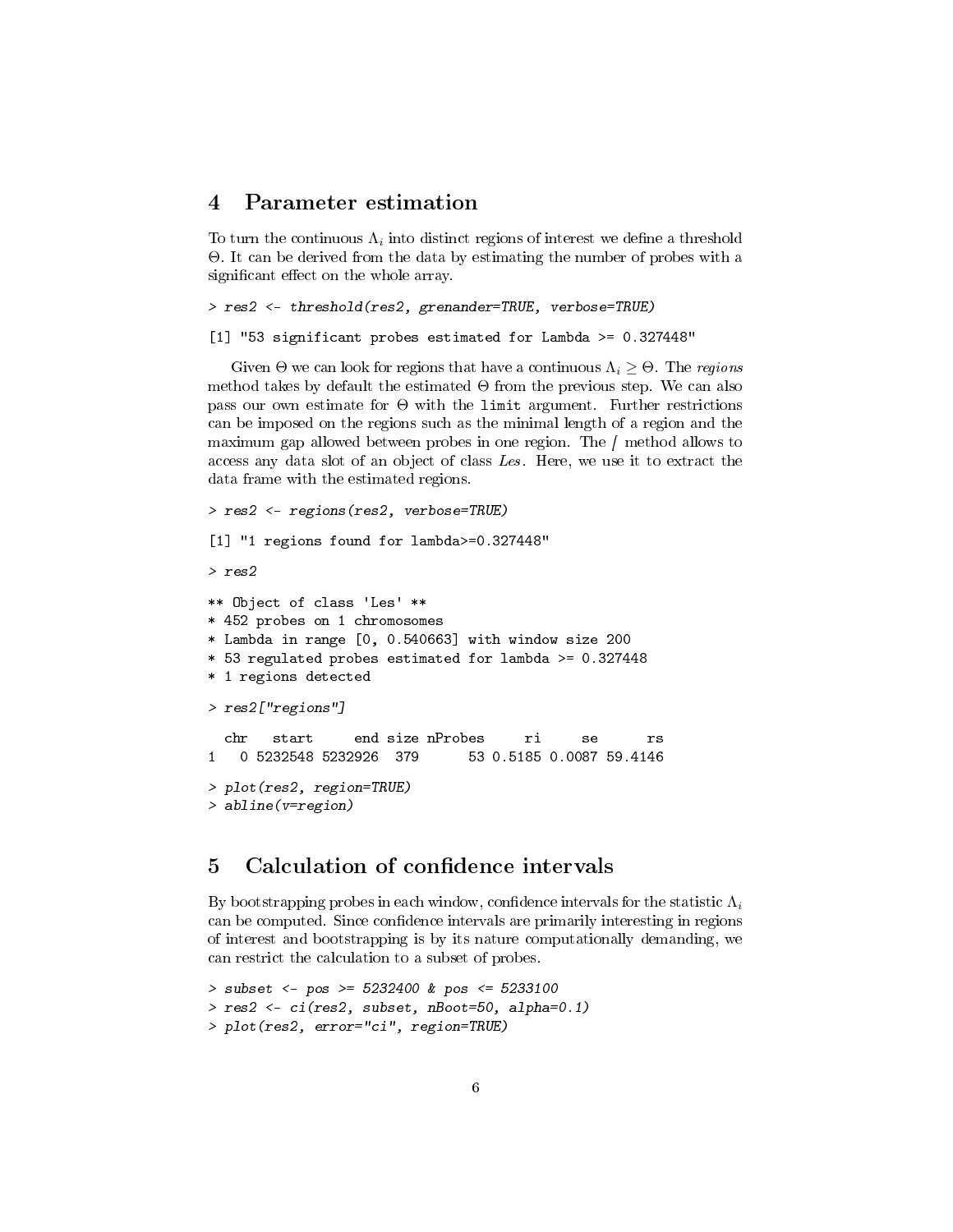## 4 Parameter estimation

To turn the continuous $\Lambda_i$ into distinct regions of interest we define a threshold $\Theta$. It can be derived from the data by estimating the number of probes with a significant effect on the whole array.

```
> res2 <- threshold(res2, grenander=TRUE, verbose=TRUE)

[1] "53 significant probes estimated for Lambda >= 0.327448"
```

Given $\Theta$ we can look for regions that have a continuous $\Lambda_i \geq \Theta$. The *regions* method takes by default the estimated $\Theta$ from the previous step. We can also pass our own estimate for $\Theta$ with the `limit` argument. Further restrictions can be imposed on the regions such as the minimal length of a region and the maximum gap allowed between probes in one region. The *[* method allows to access any data slot of an object of class *Les*. Here, we use it to extract the data frame with the estimated regions.

```
> res2 <- regions(res2, verbose=TRUE)

[1] "1 regions found for lambda>=0.327448"

> res2

** Object of class 'Les' **
* 452 probes on 1 chromosomes
* Lambda in range [0, 0.540663] with window size 200
* 53 regulated probes estimated for lambda >= 0.327448
* 1 regions detected

> res2["regions"]

  chr   start     end size nProbes     ri     se      rs
1   0 5232548 5232926  379      53 0.5185 0.0087 59.4146

> plot(res2, region=TRUE)
> abline(v=region)
```

## 5 Calculation of confidence intervals

By bootstrapping probes in each window, confidence intervals for the statistic $\Lambda_i$ can be computed. Since confidence intervals are primarily interesting in regions of interest and bootstrapping is by its nature computationally demanding, we can restrict the calculation to a subset of probes.

```
> subset <- pos >= 5232400 & pos <= 5233100
> res2 <- ci(res2, subset, nBoot=50, alpha=0.1)
> plot(res2, error="ci", region=TRUE)
```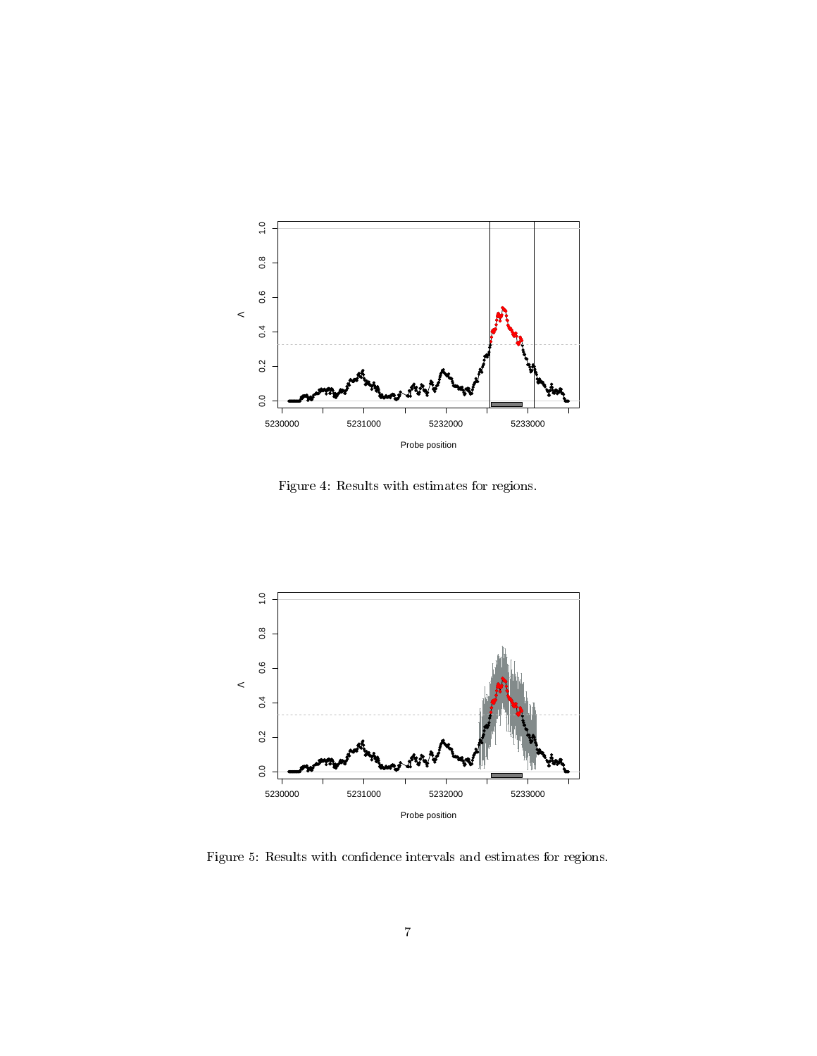Figure 4: Results with estimates for regions.

Figure 5: Results with confidence intervals and estimates for regions.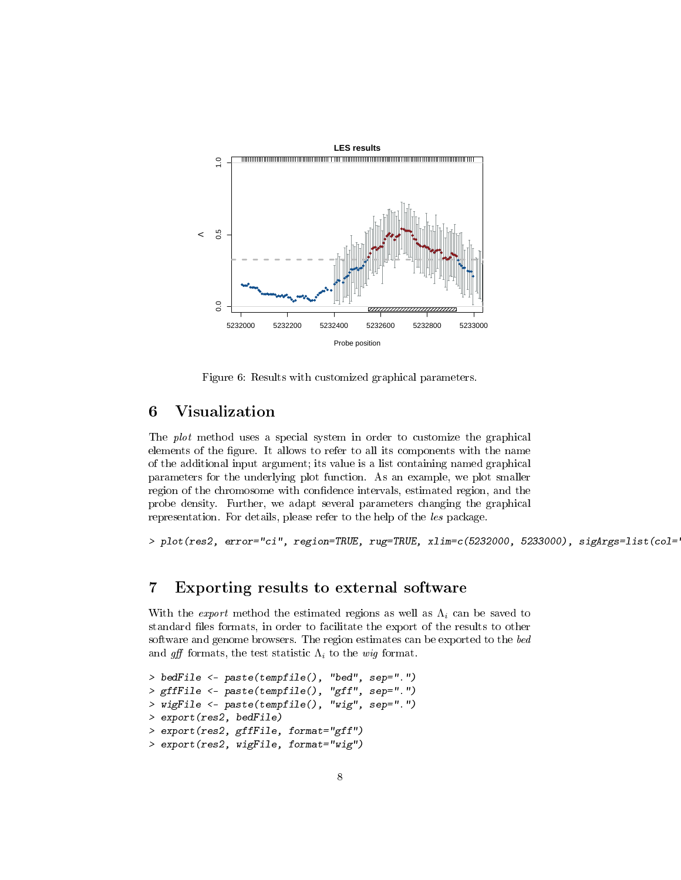Figure 6: Results with customized graphical parameters.

## 6 Visualization

The *plot* method uses a special system in order to customize the graphical elements of the figure. It allows to refer to all its components with the name of the additional input argument; its value is a list containing named graphical parameters for the underlying plot function. As an example, we plot smaller region of the chromosome with confidence intervals, estimated region, and the probe density. Further, we adapt several parameters changing the graphical representation. For details, please refer to the help of the *les* package.

```
> plot(res2, error="ci", region=TRUE, rug=TRUE, xlim=c(5232000, 5233000), sigArgs=list(col='
```

## 7 Exporting results to external software

With the *export* method the estimated regions as well as $\Lambda_i$ can be saved to standard files formats, in order to facilitate the export of the results to other software and genome browsers. The region estimates can be exported to the *bed* and *gff* formats, the test statistic $\Lambda_i$ to the *wig* format.

```
> bedFile <- paste(tempfile(), "bed", sep=".")
> gffFile <- paste(tempfile(), "gff", sep=".")
> wigFile <- paste(tempfile(), "wig", sep=".")
> export(res2, bedFile)
> export(res2, gffFile, format="gff")
> export(res2, wigFile, format="wig")
```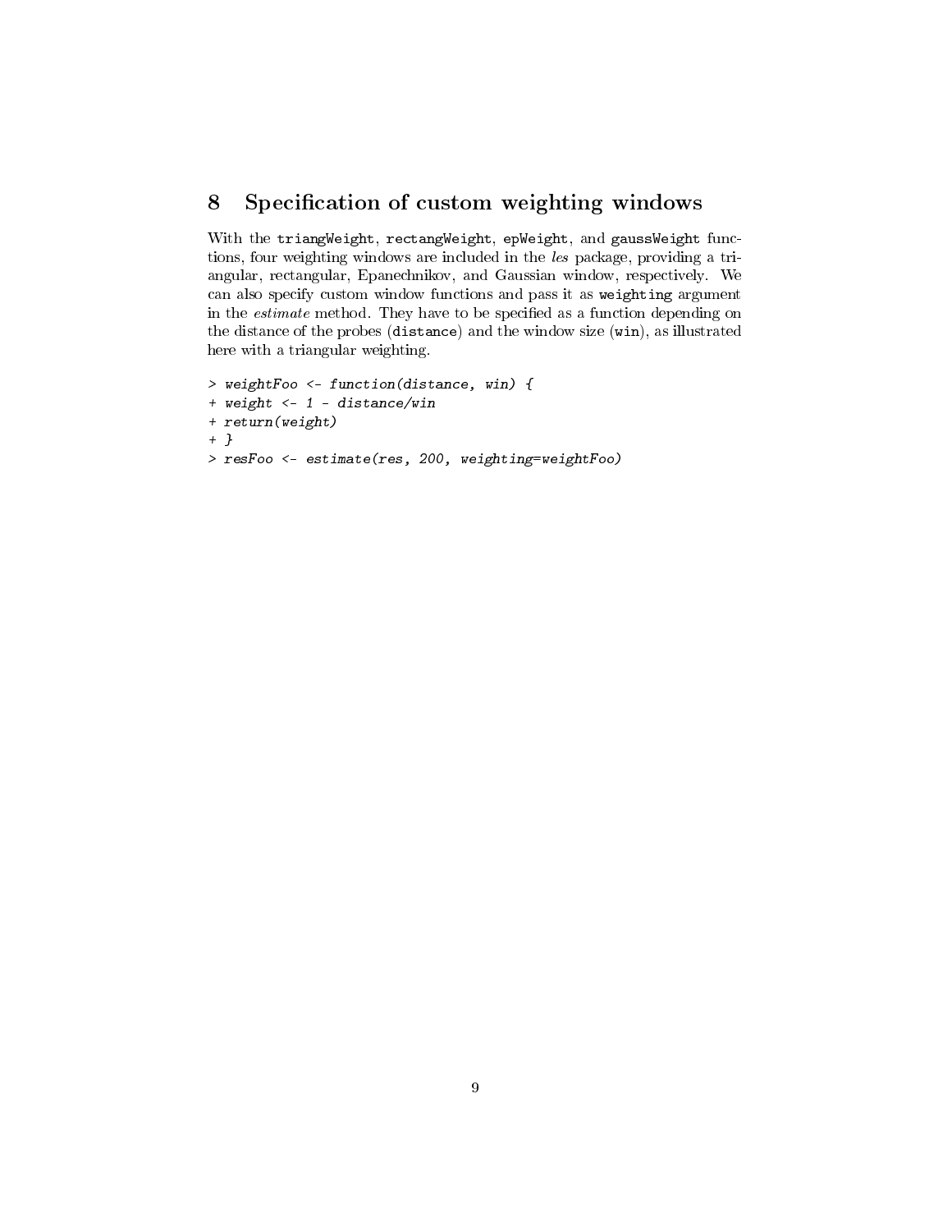## 8 Specification of custom weighting windows

With the `triangWeight`, `rectangWeight`, `epWeight`, and `gaussWeight` functions, four weighting windows are included in the *les* package, providing a triangular, rectangular, Epanechnikov, and Gaussian window, respectively. We can also specify custom window functions and pass it as `weighting` argument in the *estimate* method. They have to be specified as a function depending on the distance of the probes (`distance`) and the window size (`win`), as illustrated here with a triangular weighting.

```
> weightFoo <- function(distance, win) {
+ weight <- 1 - distance/win
+ return(weight)
+ }
> resFoo <- estimate(res, 200, weighting=weightFoo)
```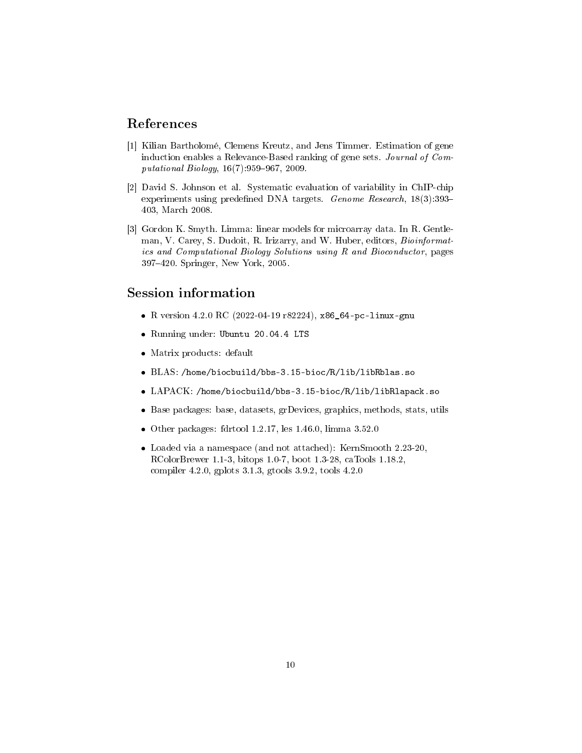# References

[1] Kilian Bartholomé, Clemens Kreutz, and Jens Timmer. Estimation of gene induction enables a Relevance-Based ranking of gene sets. *Journal of Computational Biology*, 16(7):959–967, 2009.

[2] David S. Johnson et al. Systematic evaluation of variability in ChIP-chip experiments using predefined DNA targets. *Genome Research*, 18(3):393–403, March 2008.

[3] Gordon K. Smyth. Limma: linear models for microarray data. In R. Gentleman, V. Carey, S. Dudoit, R. Irizarry, and W. Huber, editors, *Bioinformatics and Computational Biology Solutions using R and Bioconductor*, pages 397–420. Springer, New York, 2005.

# Session information

- R version 4.2.0 RC (2022-04-19 r82224), `x86_64-pc-linux-gnu`
- Running under: `Ubuntu 20.04.4 LTS`
- Matrix products: default
- BLAS: `/home/biocbuild/bbs-3.15-bioc/R/lib/libRblas.so`
- LAPACK: `/home/biocbuild/bbs-3.15-bioc/R/lib/libRlapack.so`
- Base packages: base, datasets, grDevices, graphics, methods, stats, utils
- Other packages: fdrtool 1.2.17, les 1.46.0, limma 3.52.0
- Loaded via a namespace (and not attached): KernSmooth 2.23-20, RColorBrewer 1.1-3, bitops 1.0-7, boot 1.3-28, caTools 1.18.2, compiler 4.2.0, gplots 3.1.3, gtools 3.9.2, tools 4.2.0